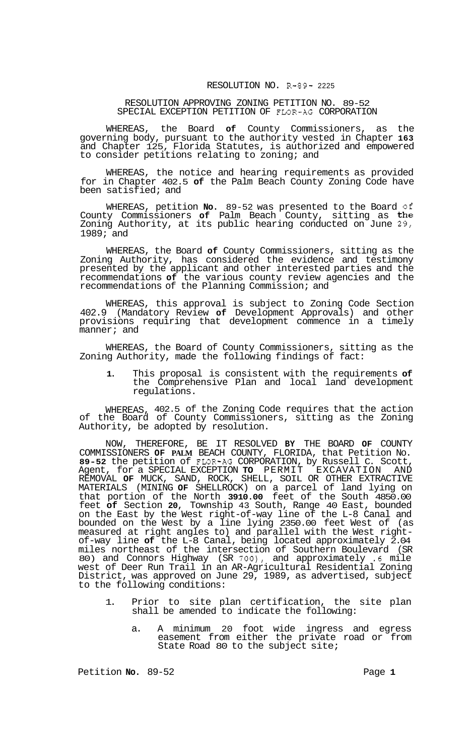RESOLUTION NO. R-89-2225

RESOLUTION APPROVING ZONING PETITION NO. 89-52
SPECIAL EXCEPTION PETITION OF FLOR-AG CORPORATION

WHEREAS, the Board of County Commissioners, as the governing body, pursuant to the authority vested in Chapter 163 and Chapter 125, Florida Statutes, is authorized and empowered to consider petitions relating to zoning; and

WHEREAS, the notice and hearing requirements as provided for in Chapter 402.5 of the Palm Beach County Zoning Code have been satisfied; and

WHEREAS, petition No. 89-52 was presented to the Board of County Commissioners of Palm Beach County, sitting as the Zoning Authority, at its public hearing conducted on June 29, 1989; and

WHEREAS, the Board of County Commissioners, sitting as the Zoning Authority, has considered the evidence and testimony presented by the applicant and other interested parties and the recommendations of the various county review agencies and the recommendations of the Planning Commission; and

WHEREAS, this approval is subject to Zoning Code Section 402.9 (Mandatory Review of Development Approvals) and other provisions requiring that development commence in a timely manner; and

WHEREAS, the Board of County Commissioners, sitting as the Zoning Authority, made the following findings of fact:

1. This proposal is consistent with the requirements of the Comprehensive Plan and local land development regulations.

WHEREAS, 402.5 of the Zoning Code requires that the action of the Board of County Commissioners, sitting as the Zoning Authority, be adopted by resolution.

NOW, THEREFORE, BE IT RESOLVED BY THE BOARD OF COUNTY COMMISSIONERS OF PALM BEACH COUNTY, FLORIDA, that Petition No. 89-52 the petition of FLOR-AG CORPORATION, by Russell C. Scott, Agent, for a SPECIAL EXCEPTION TO PERMIT EXCAVATION AND REMOVAL OF MUCK, SAND, ROCK, SHELL, SOIL OR OTHER EXTRACTIVE MATERIALS (MINING OF SHELLROCK) on a parcel of land lying on that portion of the North 3910.00 feet of the South 4850.00 feet of Section 20, Township 43 South, Range 40 East, bounded on the East by the West right-of-way line of the L-8 Canal and bounded on the West by a line lying 2350.00 feet West of (as measured at right angles to) and parallel with the West right-of-way line of the L-8 Canal, being located approximately 2.04 miles northeast of the intersection of Southern Boulevard (SR 80) and Connors Highway (SR 700), and approximately .6 mile west of Deer Run Trail in an AR-Agricultural Residential Zoning District, was approved on June 29, 1989, as advertised, subject to the following conditions:

1. Prior to site plan certification, the site plan shall be amended to indicate the following:

   a. A minimum 20 foot wide ingress and egress easement from either the private road or from State Road 80 to the subject site;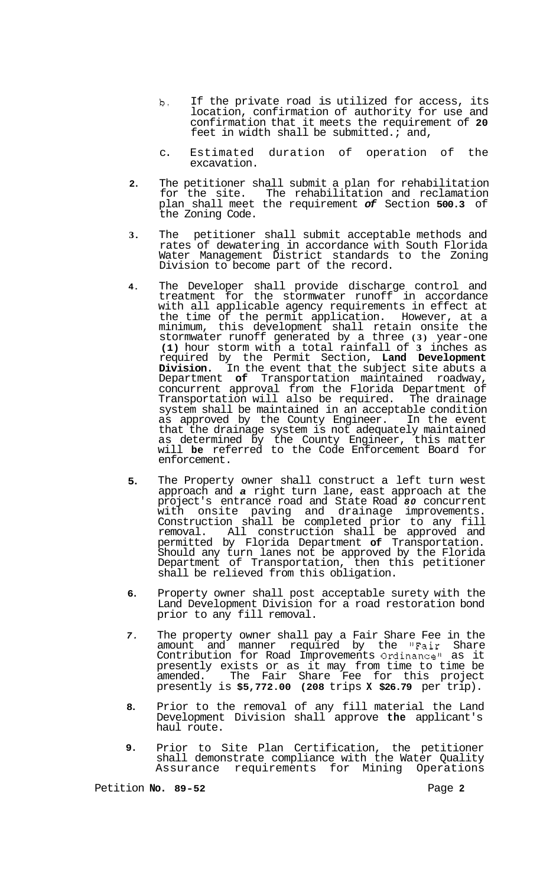b. If the private road is utilized for access, its location, confirmation of authority for use and confirmation that it meets the requirement of **20** feet in width shall be submitted.; and,

c. Estimated duration of operation of the excavation.

2. The petitioner shall submit a plan for rehabilitation for the site. The rehabilitation and reclamation plan shall meet the requirement ***of*** Section **500.3** of the Zoning Code.

3. The petitioner shall submit acceptable methods and rates of dewatering in accordance with South Florida Water Management District standards to the Zoning Division to become part of the record.

4. The Developer shall provide discharge control and treatment for the stormwater runoff in accordance with all applicable agency requirements in effect at the time of the permit application. However, at a minimum, this development shall retain onsite the stormwater runoff generated by a three **(3)** year-one **(1)** hour storm with a total rainfall of **3** inches as required by the Permit Section, **Land Development Division.** In the event that the subject site abuts a Department **of** Transportation maintained roadway, concurrent approval from the Florida Department of Transportation will also be required. The drainage system shall be maintained in an acceptable condition as approved by the County Engineer. In the event that the drainage system is not adequately maintained as determined by the County Engineer, this matter will **be** referred to the Code Enforcement Board for enforcement.

5. The Property owner shall construct a left turn west approach and ***a*** right turn lane, east approach at the project's entrance road and State Road ***80*** concurrent with onsite paving and drainage improvements. Construction shall be completed prior to any fill removal. All construction shall be approved and permitted by Florida Department **of** Transportation. Should any turn lanes not be approved by the Florida Department of Transportation, then this petitioner shall be relieved from this obligation.

6. Property owner shall post acceptable surety with the Land Development Division for a road restoration bond prior to any fill removal.

7. The property owner shall pay a Fair Share Fee in the amount and manner required by the "Fair Share Contribution for Road Improvements Ordinance" as it presently exists or as it may from time to time be amended. The Fair Share Fee for this project presently is **$5,772.00 (208** trips **X $26.79** per trip).

8. Prior to the removal of any fill material the Land Development Division shall approve **the** applicant's haul route.

9. Prior to Site Plan Certification, the petitioner shall demonstrate compliance with the Water Quality Assurance requirements for Mining Operations

Petition **No. 89-52**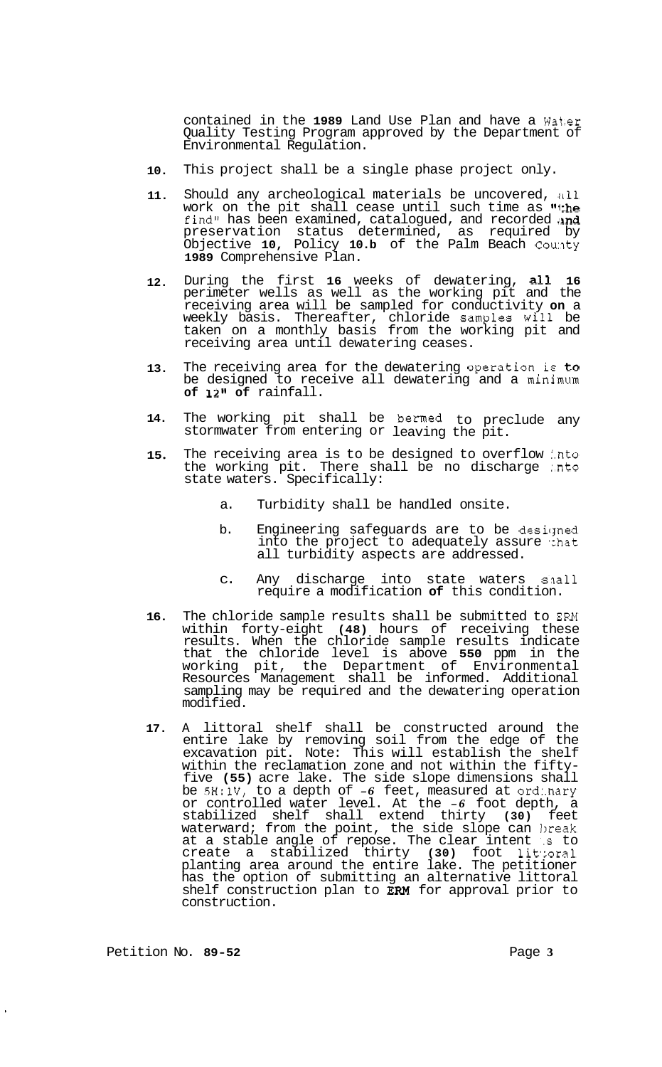contained in the **1989** Land Use Plan and have a Water Quality Testing Program approved by the Department of Environmental Regulation.

10. This project shall be a single phase project only.

11. Should any archeological materials be uncovered, all work on the pit shall cease until such time as "the find" has been examined, catalogued, and recorded and preservation status determined, as required by Objective **10**, Policy **10.b** of the Palm Beach County **1989** Comprehensive Plan.

12. During the first **16** weeks of dewatering, **all 16** perimeter wells as well as the working pit and the receiving area will be sampled for conductivity **on** a weekly basis. Thereafter, chloride samples will be taken on a monthly basis from the working pit and receiving area until dewatering ceases.

13. The receiving area for the dewatering operation is **to** be designed to receive all dewatering and a minimum **of 12" of** rainfall.

14. The working pit shall be bermed to preclude any stormwater from entering or leaving the pit.

15. The receiving area is to be designed to overflow into the working pit. There shall be no discharge into state waters. Specifically:

    a. Turbidity shall be handled onsite.

    b. Engineering safeguards are to be designed into the project to adequately assure that all turbidity aspects are addressed.

    c. Any discharge into state waters shall require a modification **of** this condition.

16. The chloride sample results shall be submitted to ERM within forty-eight **(48)** hours of receiving these results. When the chloride sample results indicate that the chloride level is above **550** ppm in the working pit, the Department of Environmental Resources Management shall be informed. Additional sampling may be required and the dewatering operation modified.

17. A littoral shelf shall be constructed around the entire lake by removing soil from the edge of the excavation pit. Note: This will establish the shelf within the reclamation zone and not within the fifty-five **(55)** acre lake. The side slope dimensions shall be 5H:1V, to a depth of *-6* feet, measured at ordinary or controlled water level. At the *-6* foot depth, a stabilized shelf shall extend thirty **(30)** feet waterward; from the point, the side slope can break at a stable angle of repose. The clear intent is to create a stabilized thirty **(30)** foot littoral planting area around the entire lake. The petitioner has the option of submitting an alternative littoral shelf construction plan to **ERM** for approval prior to construction.

Petition No. **89-52**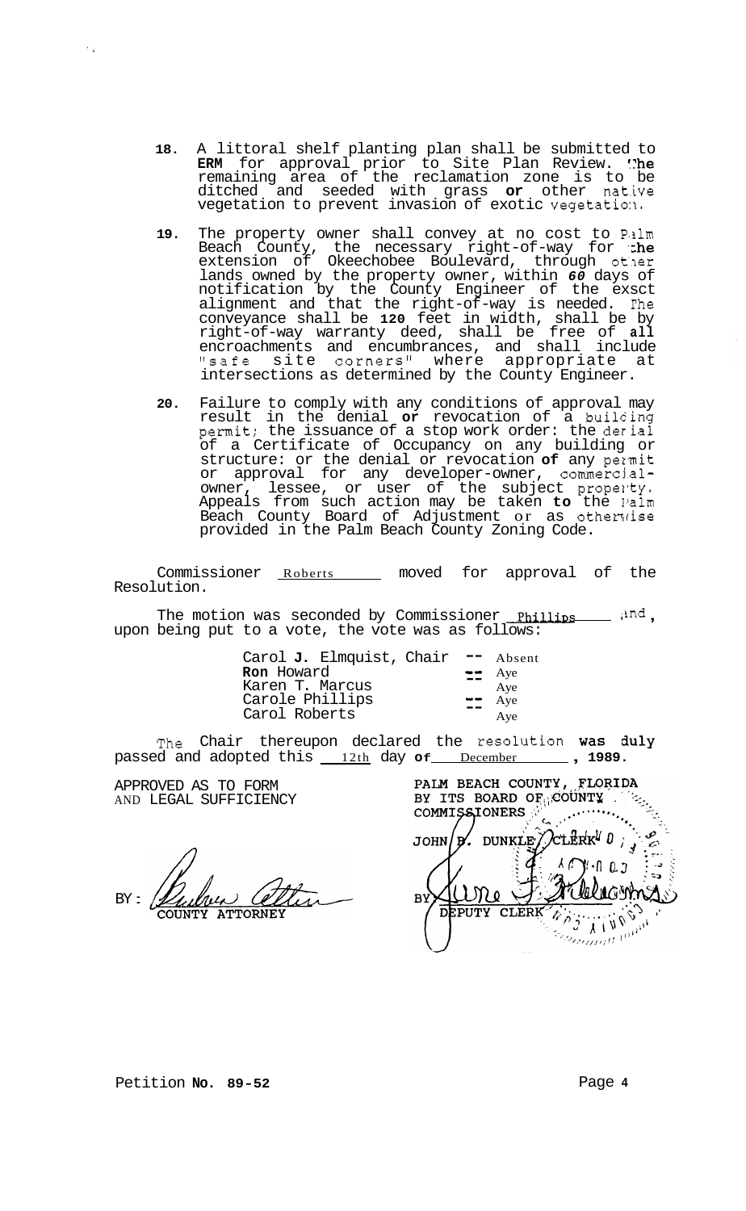18. A littoral shelf planting plan shall be submitted to ERM for approval prior to Site Plan Review. The remaining area of the reclamation zone is to be ditched and seeded with grass or other native vegetation to prevent invasion of exotic vegetation.

19. The property owner shall convey at no cost to Palm Beach County, the necessary right-of-way for the extension of Okeechobee Boulevard, through other lands owned by the property owner, within *60* days of notification by the County Engineer of the exsct alignment and that the right-of-way is needed. The conveyance shall be 120 feet in width, shall be by right-of-way warranty deed, shall be free of all encroachments and encumbrances, and shall include "safe site corners" where appropriate at intersections as determined by the County Engineer.

20. Failure to comply with any conditions of approval may result in the denial or revocation of a building permit; the issuance of a stop work order: the derial of a Certificate of Occupancy on any building or structure: or the denial or revocation of any permit or approval for any developer-owner, commercial-owner, lessee, or user of the subject property. Appeals from such action may be taken to the Palm Beach County Board of Adjustment or as otherwise provided in the Palm Beach County Zoning Code.

Commissioner Roberts moved for approval of the Resolution.

The motion was seconded by Commissioner Phillips and, upon being put to a vote, the vote was as follows:

| | | |
|---|---|---|
| Carol J. Elmquist, Chair | -- | Absent |
| Ron Howard | -- | Aye |
| Karen T. Marcus | -- | Aye |
| Carole Phillips | -- | Aye |
| Carol Roberts | -- | Aye |

The Chair thereupon declared the resolution was duly passed and adopted this 12th day of December, 1989.

APPROVED AS TO FORM
AND LEGAL SUFFICIENCY

BY: [signature]
COUNTY ATTORNEY

PALM BEACH COUNTY, FLORIDA
BY ITS BOARD OF COUNTY
COMMISSIONERS

JOHN B. DUNKLE, CLERK

BY [signature]
DEPUTY CLERK

Petition No. 89-52